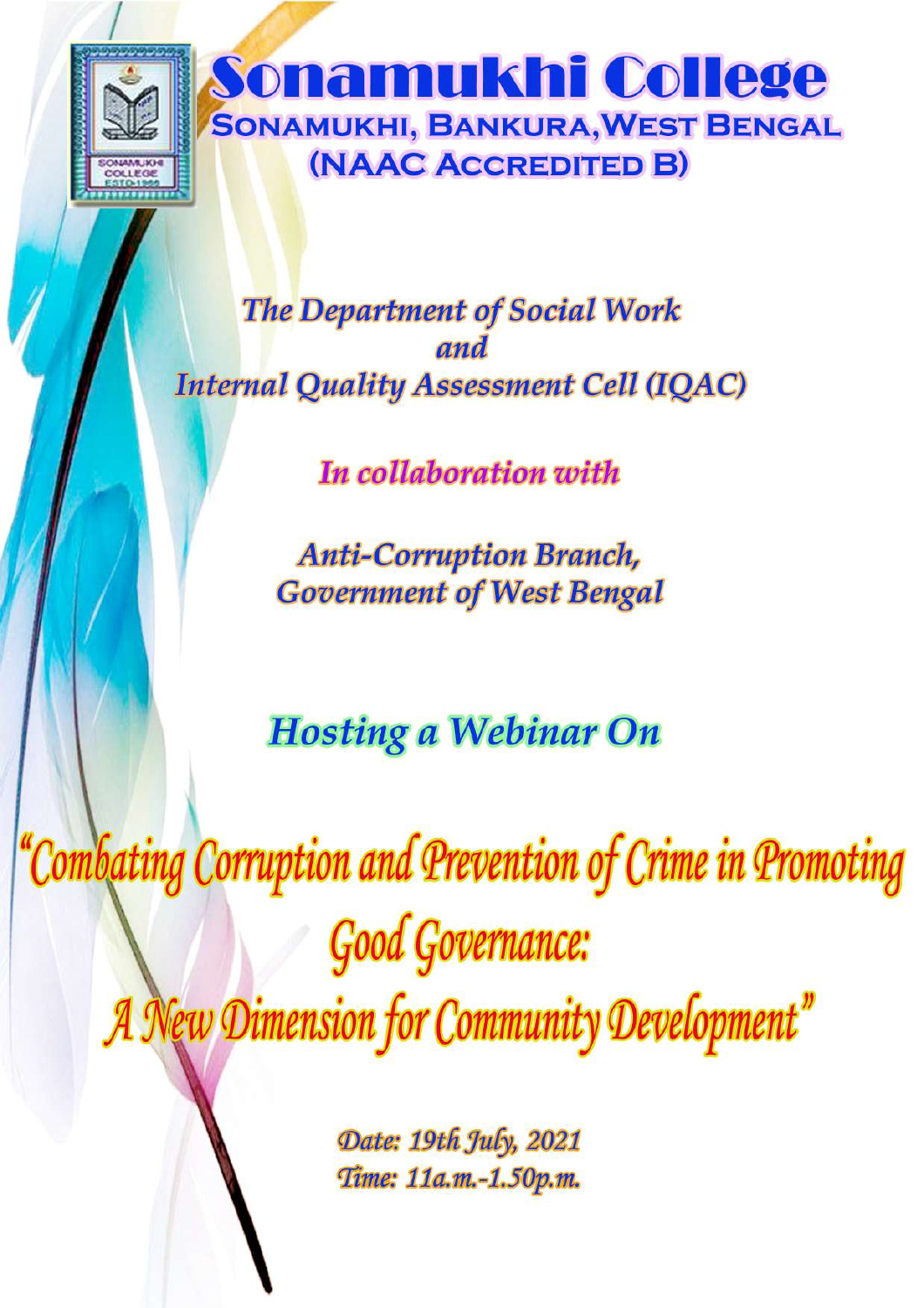# Sonamukhi College

## SONAMUKHI, BANKURA, WEST BENGAL

## (NAAC ACCREDITED B)

*The Department of Social Work*

*and*

*Internal Quality Assessment Cell (IQAC)*

*In collaboration with*

*Anti-Corruption Branch,*

*Government of West Bengal*

## *Hosting a Webinar On*

# *"Combating Corruption and Prevention of Crime in Promoting Good Governance: A New Dimension for Community Development"*

*Date: 19th July, 2021*

*Time: 11a.m.-1.50p.m.*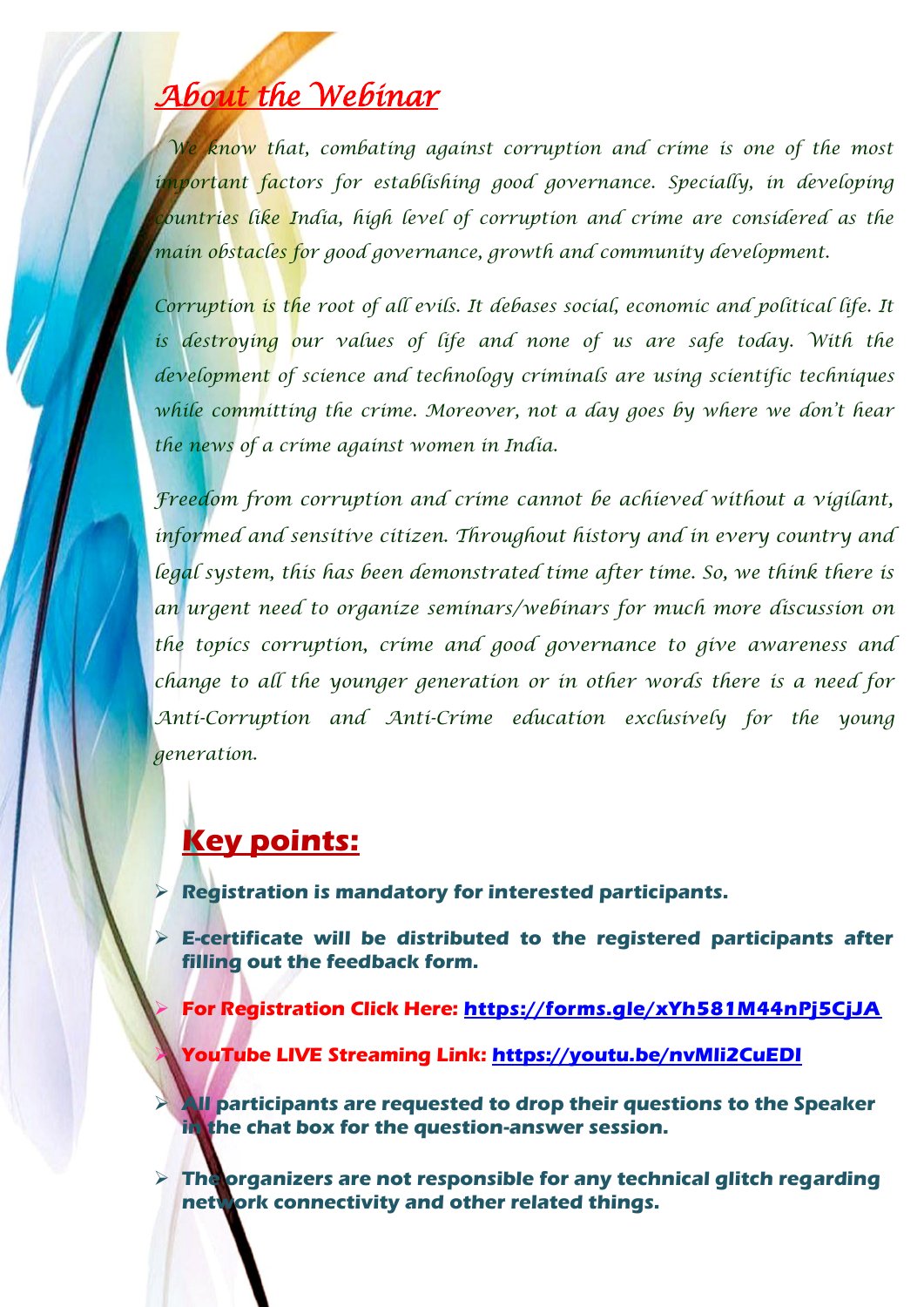## *About the Webinar*

*We know that, combating against corruption and crime is one of the most important factors for establishing good governance. Specially, in developing countries like India, high level of corruption and crime are considered as the main obstacles for good governance, growth and community development.*

*Corruption is the root of all evils. It debases social, economic and political life. It is destroying our values of life and none of us are safe today. With the development of science and technology criminals are using scientific techniques while committing the crime. Moreover, not a day goes by where we don't hear the news of a crime against women in India.*

*Freedom from corruption and crime cannot be achieved without a vigilant, informed and sensitive citizen. Throughout history and in every country and legal system, this has been demonstrated time after time. So, we think there is an urgent need to organize seminars/webinars for much more discussion on the topics corruption, crime and good governance to give awareness and change to all the younger generation or in other words there is a need for Anti-Corruption and Anti-Crime education exclusively for the young generation.*

## Key points:

- **Registration is mandatory for interested participants.**
- **E-certificate will be distributed to the registered participants after filling out the feedback form.**
- **For Registration Click Here: https://forms.gle/xYh581M44nPj5CjJA**
- **YouTube LIVE Streaming Link: https://youtu.be/nvMli2CuEDI**
- **All participants are requested to drop their questions to the Speaker in the chat box for the question-answer session.**
- **The organizers are not responsible for any technical glitch regarding network connectivity and other related things.**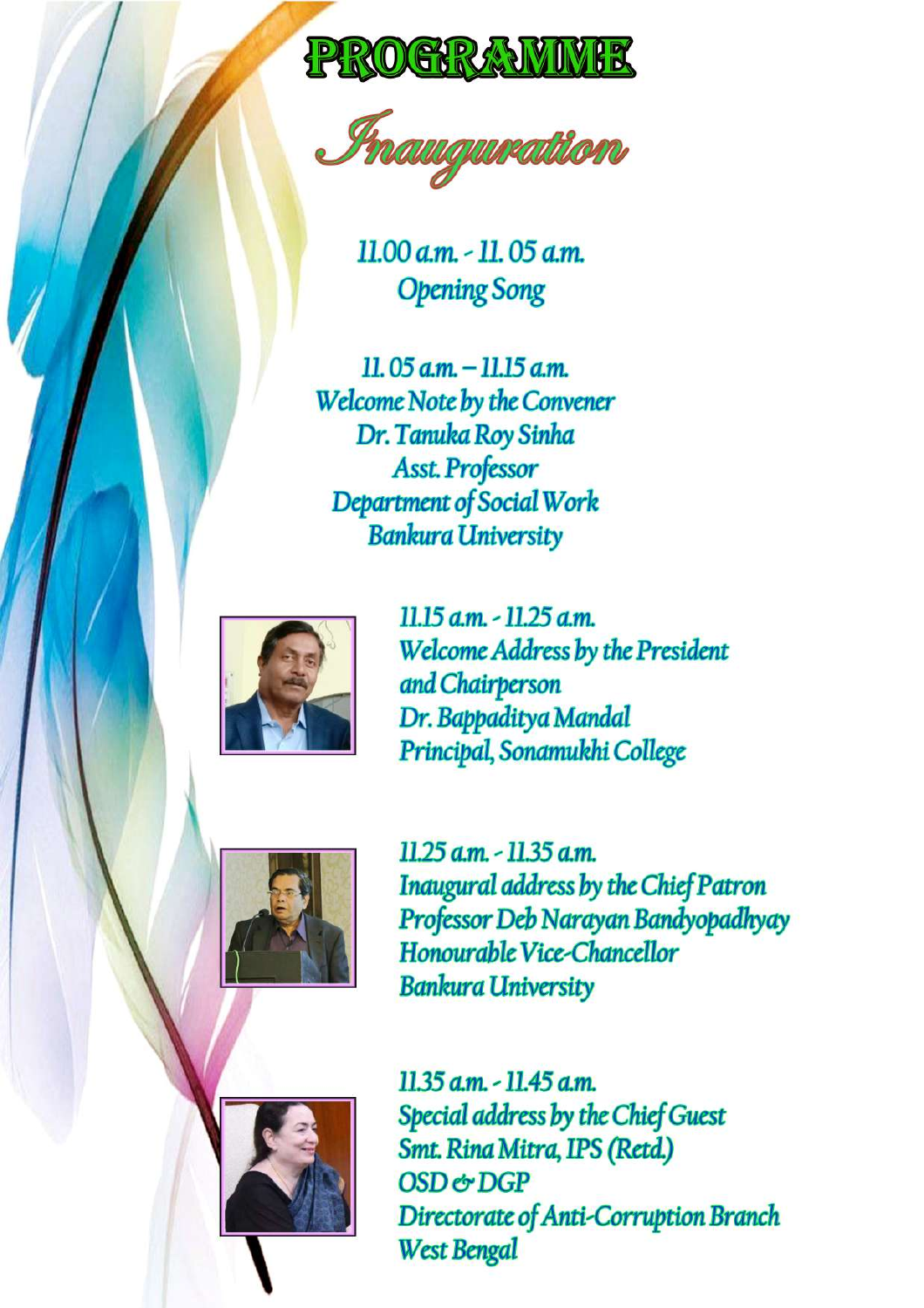# PROGRAMME

## Inauguration

11.00 a.m. - 11. 05 a.m.
Opening Song

11. 05 a.m. – 11.15 a.m.
Welcome Note by the Convener
Dr. Tanuka Roy Sinha
Asst. Professor
Department of Social Work
Bankura University

11.15 a.m. - 11.25 a.m.
Welcome Address by the President and Chairperson
Dr. Bappaditya Mandal
Principal, Sonamukhi College

11.25 a.m. - 11.35 a.m.
Inaugural address by the Chief Patron
Professor Deb Narayan Bandyopadhyay
Honourable Vice-Chancellor
Bankura University

11.35 a.m. - 11.45 a.m.
Special address by the Chief Guest
Smt. Rina Mitra, IPS (Retd.)
OSD & DGP
Directorate of Anti-Corruption Branch
West Bengal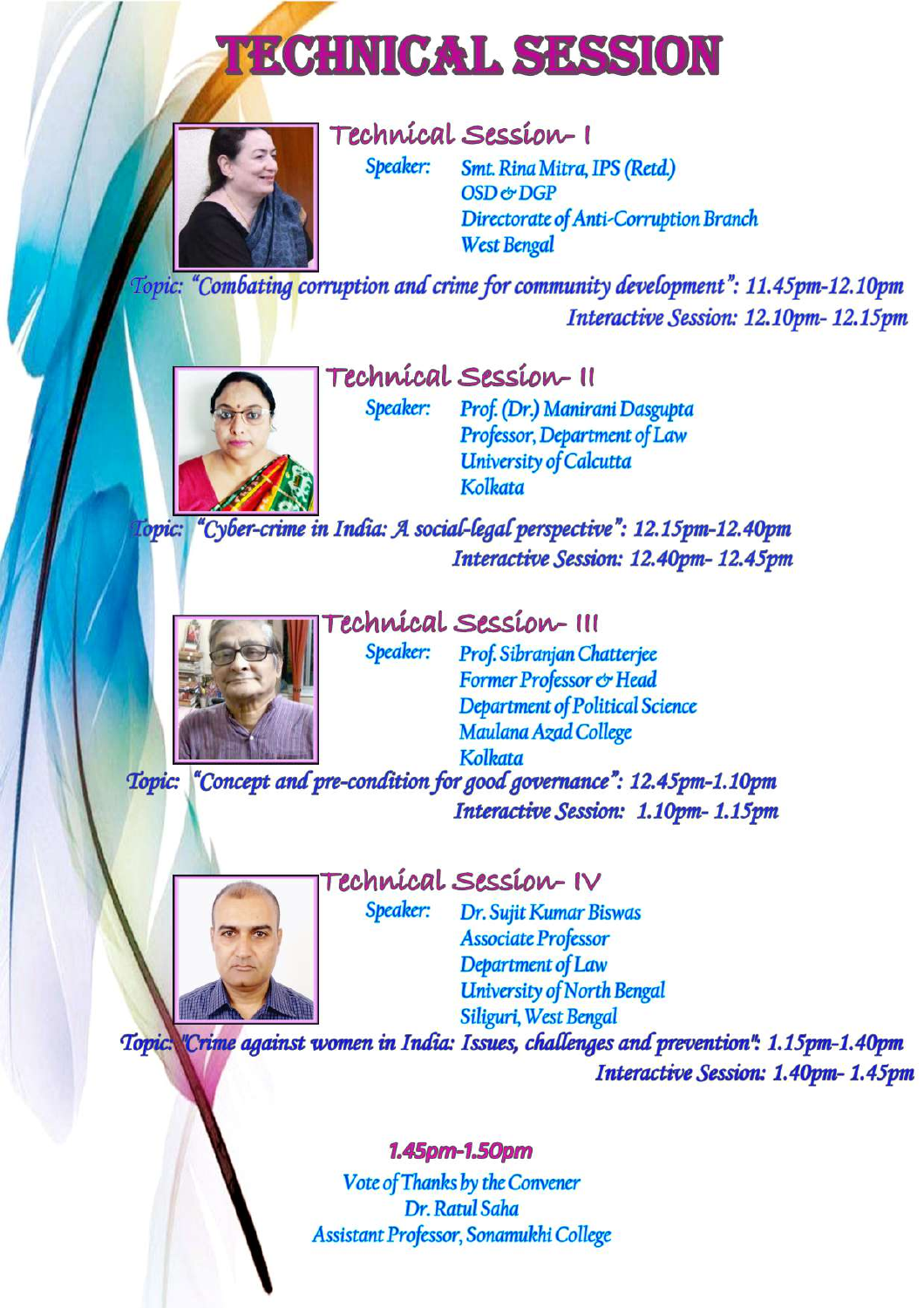# TECHNICAL SESSION

## Technical Session- I

**Speaker:** Smt. Rina Mitra, IPS (Retd.)
OSD & DGP
Directorate of Anti-Corruption Branch
West Bengal

*Topic: "Combating corruption and crime for community development": 11.45pm-12.10pm*

*Interactive Session: 12.10pm- 12.15pm*

## Technical Session- II

**Speaker:** Prof. (Dr.) Manirani Dasgupta
Professor, Department of Law
University of Calcutta
Kolkata

*Topic: "Cyber-crime in India: A social-legal perspective": 12.15pm-12.40pm*

*Interactive Session: 12.40pm- 12.45pm*

## Technical Session- III

**Speaker:** Prof. Sibranjan Chatterjee
Former Professor & Head
Department of Political Science
Maulana Azad College
Kolkata

*Topic: "Concept and pre-condition for good governance": 12.45pm-1.10pm*

*Interactive Session: 1.10pm- 1.15pm*

## Technical Session- IV

**Speaker:** Dr. Sujit Kumar Biswas
Associate Professor
Department of Law
University of North Bengal
Siliguri, West Bengal

*Topic: "Crime against women in India: Issues, challenges and prevention": 1.15pm-1.40pm*

*Interactive Session: 1.40pm- 1.45pm*

**1.45pm-1.50pm**

Vote of Thanks by the Convener
Dr. Ratul Saha
Assistant Professor, Sonamukhi College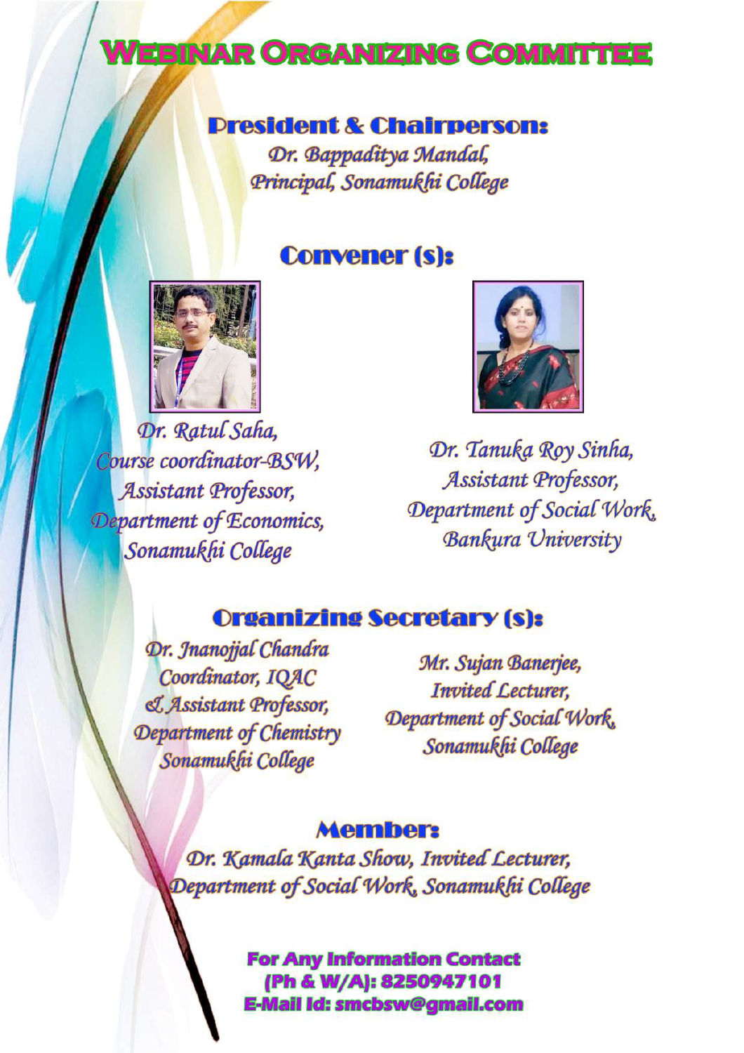# Webinar Organizing Committee

## President & Chairperson:

*Dr. Bappaditya Mandal,*
*Principal, Sonamukhi College*

## Convener (s):

*Dr. Ratul Saha,*
*Course coordinator-BSW,*
*Assistant Professor,*
*Department of Economics,*
*Sonamukhi College*

*Dr. Tanuka Roy Sinha,*
*Assistant Professor,*
*Department of Social Work,*
*Bankura University*

## Organizing Secretary (s):

*Dr. Jnanojjal Chandra*
*Coordinator, IQAC*
*& Assistant Professor,*
*Department of Chemistry*
*Sonamukhi College*

*Mr. Sujan Banerjee,*
*Invited Lecturer,*
*Department of Social Work,*
*Sonamukhi College*

## Member:

*Dr. Kamala Kanta Show, Invited Lecturer,*
*Department of Social Work, Sonamukhi College*

**For Any Information Contact**
**(Ph & W/A): 8250947101**
**E-Mail Id: smcbsw@gmail.com**